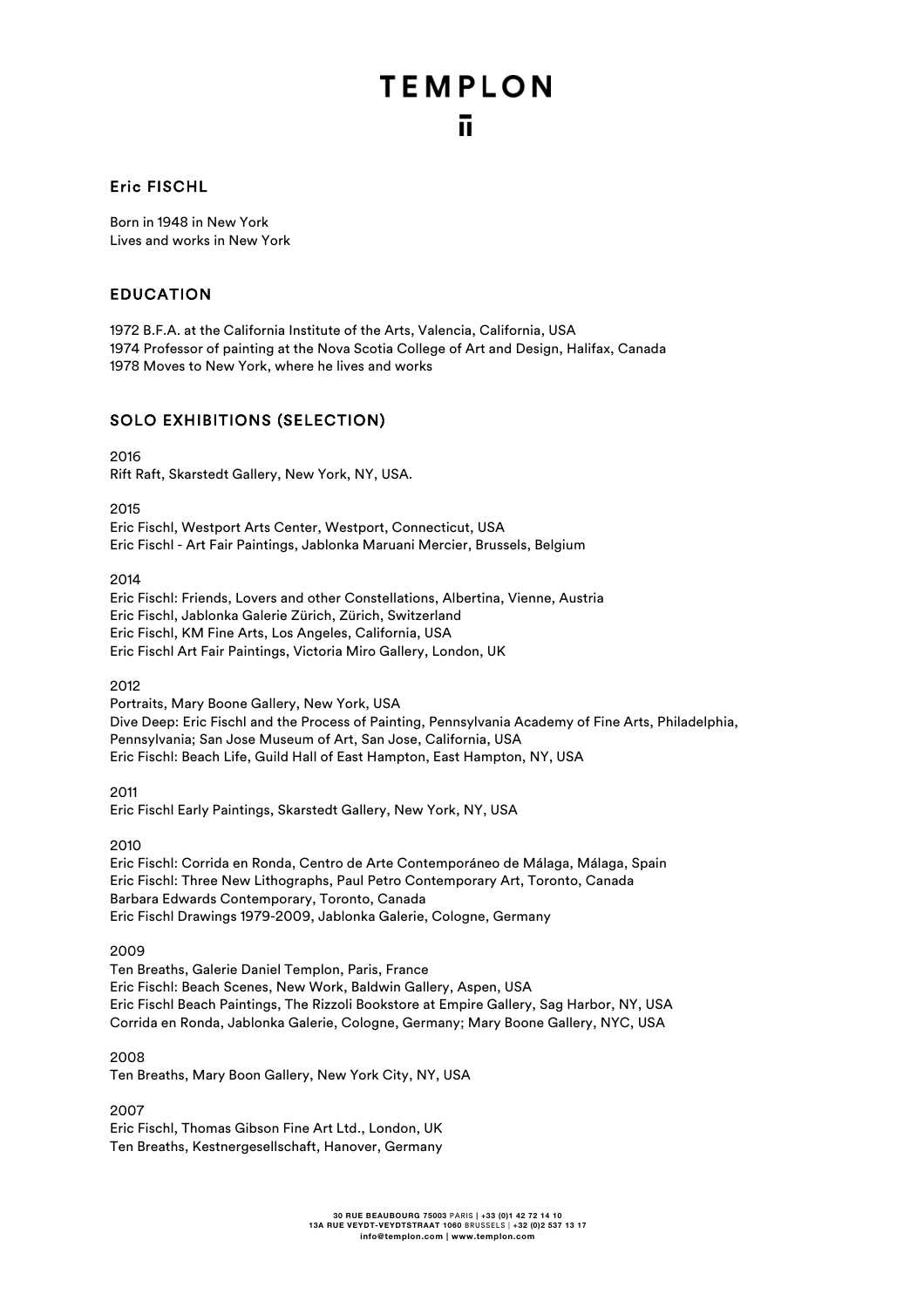# Eric FISCHL

Born in 1948 in New York
Lives and works in New York

## EDUCATION

1972 B.F.A. at the California Institute of the Arts, Valencia, California, USA
1974 Professor of painting at the Nova Scotia College of Art and Design, Halifax, Canada
1978 Moves to New York, where he lives and works

## SOLO EXHIBITIONS (SELECTION)

2016
Rift Raft, Skarstedt Gallery, New York, NY, USA.

2015
Eric Fischl, Westport Arts Center, Westport, Connecticut, USA
Eric Fischl - Art Fair Paintings, Jablonka Maruani Mercier, Brussels, Belgium

2014
Eric Fischl: Friends, Lovers and other Constellations, Albertina, Vienne, Austria
Eric Fischl, Jablonka Galerie Zürich, Zürich, Switzerland
Eric Fischl, KM Fine Arts, Los Angeles, California, USA
Eric Fischl Art Fair Paintings, Victoria Miro Gallery, London, UK

2012
Portraits, Mary Boone Gallery, New York, USA
Dive Deep: Eric Fischl and the Process of Painting, Pennsylvania Academy of Fine Arts, Philadelphia, Pennsylvania; San Jose Museum of Art, San Jose, California, USA
Eric Fischl: Beach Life, Guild Hall of East Hampton, East Hampton, NY, USA

2011
Eric Fischl Early Paintings, Skarstedt Gallery, New York, NY, USA

2010
Eric Fischl: Corrida en Ronda, Centro de Arte Contemporáneo de Málaga, Málaga, Spain
Eric Fischl: Three New Lithographs, Paul Petro Contemporary Art, Toronto, Canada
Barbara Edwards Contemporary, Toronto, Canada
Eric Fischl Drawings 1979-2009, Jablonka Galerie, Cologne, Germany

2009
Ten Breaths, Galerie Daniel Templon, Paris, France
Eric Fischl: Beach Scenes, New Work, Baldwin Gallery, Aspen, USA
Eric Fischl Beach Paintings, The Rizzoli Bookstore at Empire Gallery, Sag Harbor, NY, USA
Corrida en Ronda, Jablonka Galerie, Cologne, Germany; Mary Boone Gallery, NYC, USA

2008
Ten Breaths, Mary Boon Gallery, New York City, NY, USA

2007
Eric Fischl, Thomas Gibson Fine Art Ltd., London, UK
Ten Breaths, Kestnergesellschaft, Hanover, Germany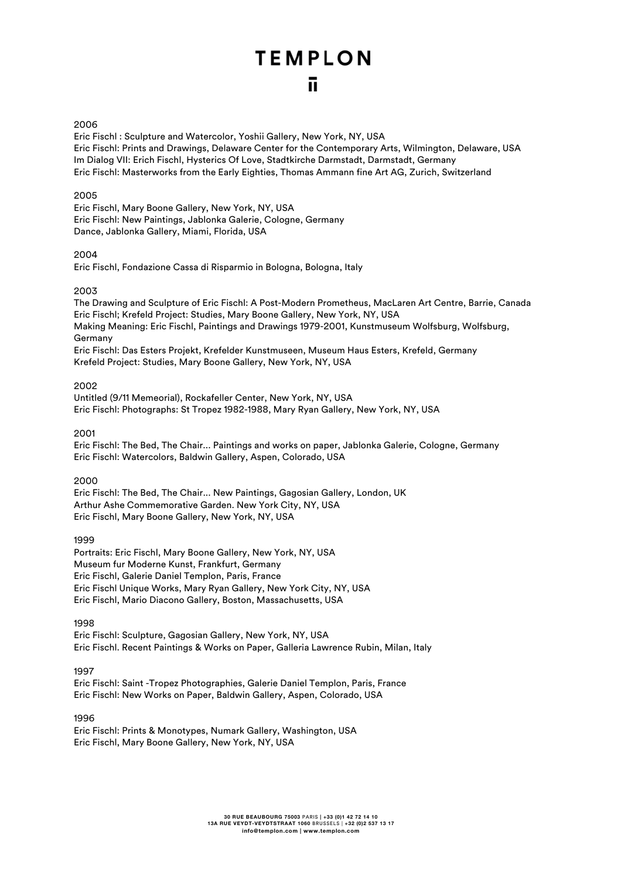2006

Eric Fischl : Sculpture and Watercolor, Yoshii Gallery, New York, NY, USA
Eric Fischl: Prints and Drawings, Delaware Center for the Contemporary Arts, Wilmington, Delaware, USA
Im Dialog VII: Erich Fischl, Hysterics Of Love, Stadtkirche Darmstadt, Darmstadt, Germany
Eric Fischl: Masterworks from the Early Eighties, Thomas Ammann fine Art AG, Zurich, Switzerland

2005

Eric Fischl, Mary Boone Gallery, New York, NY, USA
Eric Fischl: New Paintings, Jablonka Galerie, Cologne, Germany
Dance, Jablonka Gallery, Miami, Florida, USA

2004

Eric Fischl, Fondazione Cassa di Risparmio in Bologna, Bologna, Italy

2003

The Drawing and Sculpture of Eric Fischl: A Post-Modern Prometheus, MacLaren Art Centre, Barrie, Canada
Eric Fischl; Krefeld Project: Studies, Mary Boone Gallery, New York, NY, USA
Making Meaning: Eric Fischl, Paintings and Drawings 1979-2001, Kunstmuseum Wolfsburg, Wolfsburg, Germany
Eric Fischl: Das Esters Projekt, Krefelder Kunstmuseen, Museum Haus Esters, Krefeld, Germany
Krefeld Project: Studies, Mary Boone Gallery, New York, NY, USA

2002

Untitled (9/11 Memeorial), Rockafeller Center, New York, NY, USA
Eric Fischl: Photographs: St Tropez 1982-1988, Mary Ryan Gallery, New York, NY, USA

2001

Eric Fischl: The Bed, The Chair... Paintings and works on paper, Jablonka Galerie, Cologne, Germany
Eric Fischl: Watercolors, Baldwin Gallery, Aspen, Colorado, USA

2000

Eric Fischl: The Bed, The Chair... New Paintings, Gagosian Gallery, London, UK
Arthur Ashe Commemorative Garden. New York City, NY, USA
Eric Fischl, Mary Boone Gallery, New York, NY, USA

1999

Portraits: Eric Fischl, Mary Boone Gallery, New York, NY, USA
Museum fur Moderne Kunst, Frankfurt, Germany
Eric Fischl, Galerie Daniel Templon, Paris, France
Eric Fischl Unique Works, Mary Ryan Gallery, New York City, NY, USA
Eric Fischl, Mario Diacono Gallery, Boston, Massachusetts, USA

1998

Eric Fischl: Sculpture, Gagosian Gallery, New York, NY, USA
Eric Fischl. Recent Paintings & Works on Paper, Galleria Lawrence Rubin, Milan, Italy

1997

Eric Fischl: Saint -Tropez Photographies, Galerie Daniel Templon, Paris, France
Eric Fischl: New Works on Paper, Baldwin Gallery, Aspen, Colorado, USA

1996

Eric Fischl: Prints & Monotypes, Numark Gallery, Washington, USA
Eric Fischl, Mary Boone Gallery, New York, NY, USA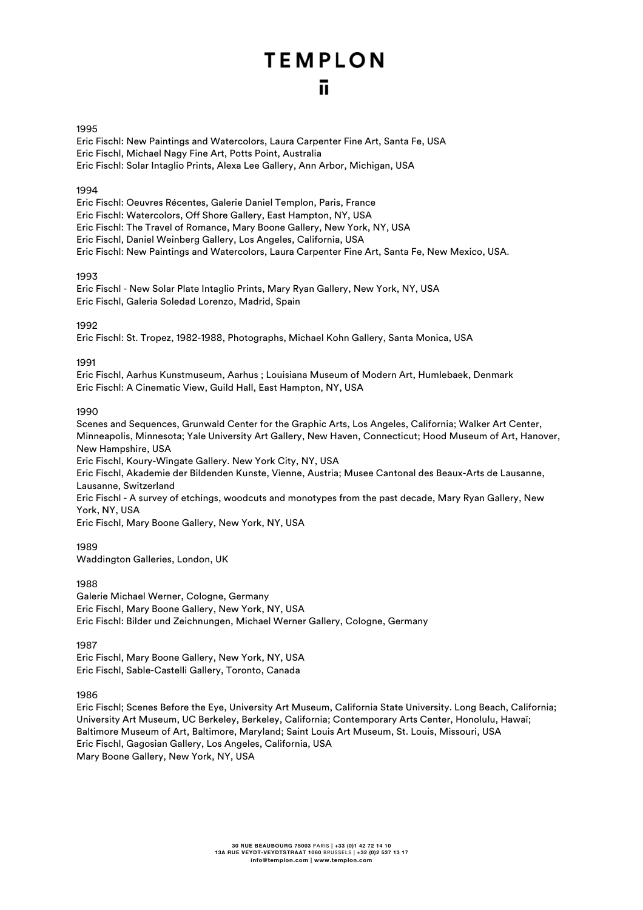1995

Eric Fischl: New Paintings and Watercolors, Laura Carpenter Fine Art, Santa Fe, USA
Eric Fischl, Michael Nagy Fine Art, Potts Point, Australia
Eric Fischl: Solar Intaglio Prints, Alexa Lee Gallery, Ann Arbor, Michigan, USA

1994

Eric Fischl: Oeuvres Récentes, Galerie Daniel Templon, Paris, France
Eric Fischl: Watercolors, Off Shore Gallery, East Hampton, NY, USA
Eric Fischl: The Travel of Romance, Mary Boone Gallery, New York, NY, USA
Eric Fischl, Daniel Weinberg Gallery, Los Angeles, California, USA
Eric Fischl: New Paintings and Watercolors, Laura Carpenter Fine Art, Santa Fe, New Mexico, USA.

1993

Eric Fischl - New Solar Plate Intaglio Prints, Mary Ryan Gallery, New York, NY, USA
Eric Fischl, Galeria Soledad Lorenzo, Madrid, Spain

1992

Eric Fischl: St. Tropez, 1982-1988, Photographs, Michael Kohn Gallery, Santa Monica, USA

1991

Eric Fischl, Aarhus Kunstmuseum, Aarhus ; Louisiana Museum of Modern Art, Humlebaek, Denmark
Eric Fischl: A Cinematic View, Guild Hall, East Hampton, NY, USA

1990

Scenes and Sequences, Grunwald Center for the Graphic Arts, Los Angeles, California; Walker Art Center, Minneapolis, Minnesota; Yale University Art Gallery, New Haven, Connecticut; Hood Museum of Art, Hanover, New Hampshire, USA
Eric Fischl, Koury-Wingate Gallery. New York City, NY, USA
Eric Fischl, Akademie der Bildenden Kunste, Vienne, Austria; Musee Cantonal des Beaux-Arts de Lausanne, Lausanne, Switzerland
Eric Fischl - A survey of etchings, woodcuts and monotypes from the past decade, Mary Ryan Gallery, New York, NY, USA
Eric Fischl, Mary Boone Gallery, New York, NY, USA

1989

Waddington Galleries, London, UK

1988

Galerie Michael Werner, Cologne, Germany
Eric Fischl, Mary Boone Gallery, New York, NY, USA
Eric Fischl: Bilder und Zeichnungen, Michael Werner Gallery, Cologne, Germany

1987

Eric Fischl, Mary Boone Gallery, New York, NY, USA
Eric Fischl, Sable-Castelli Gallery, Toronto, Canada

1986

Eric Fischl; Scenes Before the Eye, University Art Museum, California State University. Long Beach, California; University Art Museum, UC Berkeley, Berkeley, California; Contemporary Arts Center, Honolulu, Hawaï; Baltimore Museum of Art, Baltimore, Maryland; Saint Louis Art Museum, St. Louis, Missouri, USA
Eric Fischl, Gagosian Gallery, Los Angeles, California, USA
Mary Boone Gallery, New York, NY, USA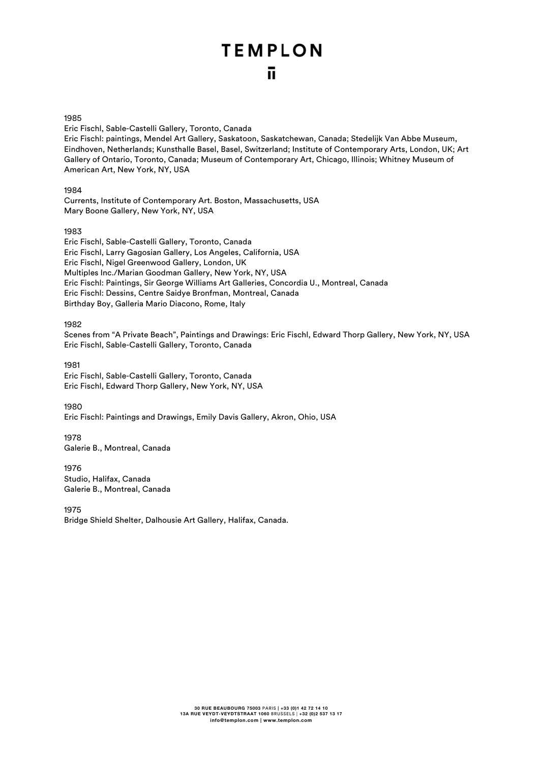1985

Eric Fischl, Sable-Castelli Gallery, Toronto, Canada
Eric Fischl: paintings, Mendel Art Gallery, Saskatoon, Saskatchewan, Canada; Stedelijk Van Abbe Museum, Eindhoven, Netherlands; Kunsthalle Basel, Basel, Switzerland; Institute of Contemporary Arts, London, UK; Art Gallery of Ontario, Toronto, Canada; Museum of Contemporary Art, Chicago, Illinois; Whitney Museum of American Art, New York, NY, USA

1984

Currents, Institute of Contemporary Art. Boston, Massachusetts, USA
Mary Boone Gallery, New York, NY, USA

1983

Eric Fischl, Sable-Castelli Gallery, Toronto, Canada
Eric Fischl, Larry Gagosian Gallery, Los Angeles, California, USA
Eric Fischl, Nigel Greenwood Gallery, London, UK
Multiples Inc./Marian Goodman Gallery, New York, NY, USA
Eric Fischl: Paintings, Sir George Williams Art Galleries, Concordia U., Montreal, Canada
Eric Fischl: Dessins, Centre Saidye Bronfman, Montreal, Canada
Birthday Boy, Galleria Mario Diacono, Rome, Italy

1982

Scenes from "A Private Beach", Paintings and Drawings: Eric Fischl, Edward Thorp Gallery, New York, NY, USA
Eric Fischl, Sable-Castelli Gallery, Toronto, Canada

1981

Eric Fischl, Sable-Castelli Gallery, Toronto, Canada
Eric Fischl, Edward Thorp Gallery, New York, NY, USA

1980

Eric Fischl: Paintings and Drawings, Emily Davis Gallery, Akron, Ohio, USA

1978

Galerie B., Montreal, Canada

1976

Studio, Halifax, Canada
Galerie B., Montreal, Canada

1975

Bridge Shield Shelter, Dalhousie Art Gallery, Halifax, Canada.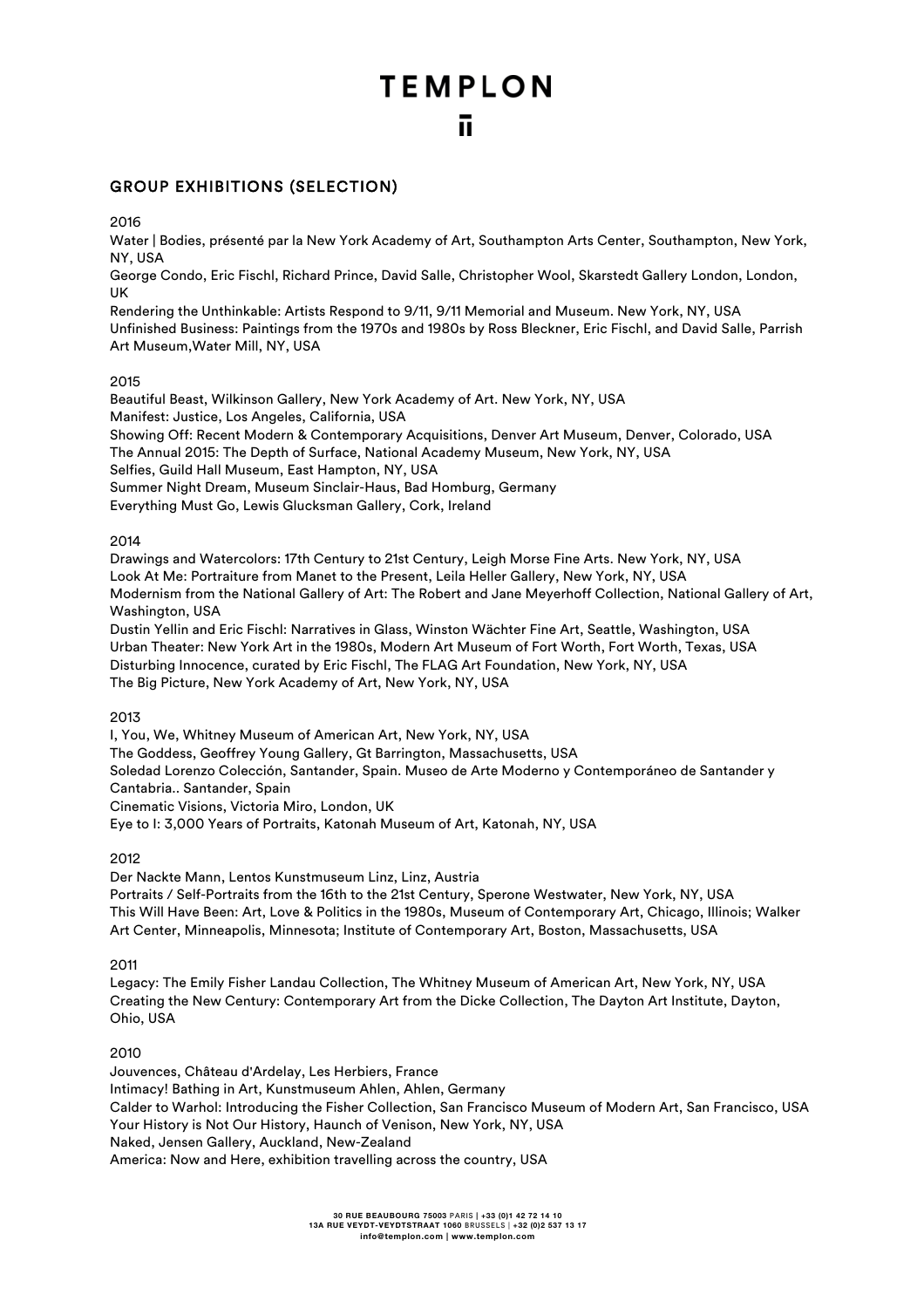## GROUP EXHIBITIONS (SELECTION)

2016

Water | Bodies, présenté par la New York Academy of Art, Southampton Arts Center, Southampton, New York, NY, USA
George Condo, Eric Fischl, Richard Prince, David Salle, Christopher Wool, Skarstedt Gallery London, London, UK
Rendering the Unthinkable: Artists Respond to 9/11, 9/11 Memorial and Museum. New York, NY, USA
Unfinished Business: Paintings from the 1970s and 1980s by Ross Bleckner, Eric Fischl, and David Salle, Parrish Art Museum,Water Mill, NY, USA

2015

Beautiful Beast, Wilkinson Gallery, New York Academy of Art. New York, NY, USA
Manifest: Justice, Los Angeles, California, USA
Showing Off: Recent Modern & Contemporary Acquisitions, Denver Art Museum, Denver, Colorado, USA
The Annual 2015: The Depth of Surface, National Academy Museum, New York, NY, USA
Selfies, Guild Hall Museum, East Hampton, NY, USA
Summer Night Dream, Museum Sinclair-Haus, Bad Homburg, Germany
Everything Must Go, Lewis Glucksman Gallery, Cork, Ireland

2014

Drawings and Watercolors: 17th Century to 21st Century, Leigh Morse Fine Arts. New York, NY, USA
Look At Me: Portraiture from Manet to the Present, Leila Heller Gallery, New York, NY, USA
Modernism from the National Gallery of Art: The Robert and Jane Meyerhoff Collection, National Gallery of Art, Washington, USA
Dustin Yellin and Eric Fischl: Narratives in Glass, Winston Wächter Fine Art, Seattle, Washington, USA
Urban Theater: New York Art in the 1980s, Modern Art Museum of Fort Worth, Fort Worth, Texas, USA
Disturbing Innocence, curated by Eric Fischl, The FLAG Art Foundation, New York, NY, USA
The Big Picture, New York Academy of Art, New York, NY, USA

2013

I, You, We, Whitney Museum of American Art, New York, NY, USA
The Goddess, Geoffrey Young Gallery, Gt Barrington, Massachusetts, USA
Soledad Lorenzo Colección, Santander, Spain. Museo de Arte Moderno y Contemporáneo de Santander y Cantabria.. Santander, Spain
Cinematic Visions, Victoria Miro, London, UK
Eye to I: 3,000 Years of Portraits, Katonah Museum of Art, Katonah, NY, USA

2012

Der Nackte Mann, Lentos Kunstmuseum Linz, Linz, Austria
Portraits / Self-Portraits from the 16th to the 21st Century, Sperone Westwater, New York, NY, USA
This Will Have Been: Art, Love & Politics in the 1980s, Museum of Contemporary Art, Chicago, Illinois; Walker Art Center, Minneapolis, Minnesota; Institute of Contemporary Art, Boston, Massachusetts, USA

2011

Legacy: The Emily Fisher Landau Collection, The Whitney Museum of American Art, New York, NY, USA
Creating the New Century: Contemporary Art from the Dicke Collection, The Dayton Art Institute, Dayton, Ohio, USA

2010

Jouvences, Château d'Ardelay, Les Herbiers, France
Intimacy! Bathing in Art, Kunstmuseum Ahlen, Ahlen, Germany
Calder to Warhol: Introducing the Fisher Collection, San Francisco Museum of Modern Art, San Francisco, USA
Your History is Not Our History, Haunch of Venison, New York, NY, USA
Naked, Jensen Gallery, Auckland, New-Zealand
America: Now and Here, exhibition travelling across the country, USA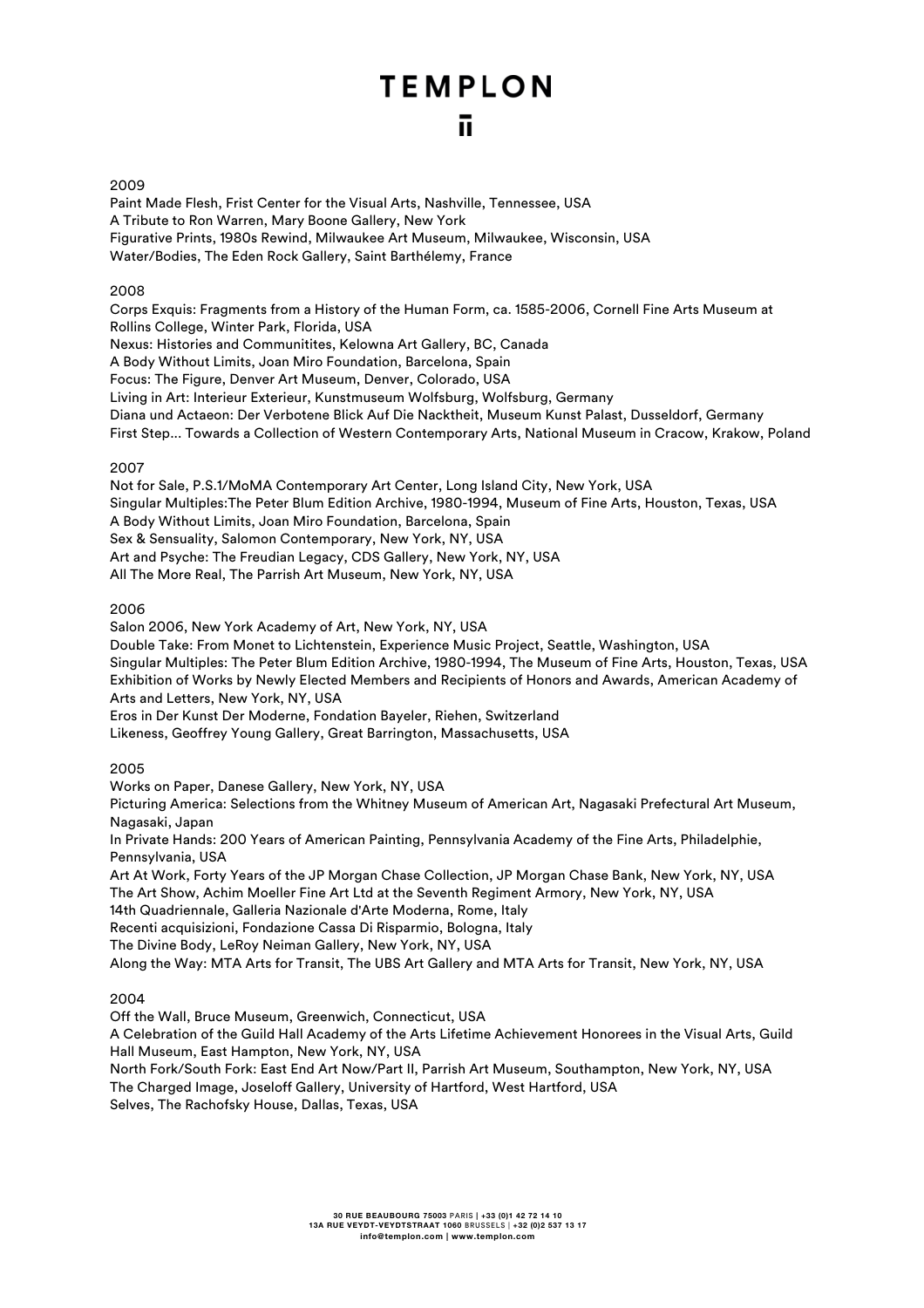2009

Paint Made Flesh, Frist Center for the Visual Arts, Nashville, Tennessee, USA
A Tribute to Ron Warren, Mary Boone Gallery, New York
Figurative Prints, 1980s Rewind, Milwaukee Art Museum, Milwaukee, Wisconsin, USA
Water/Bodies, The Eden Rock Gallery, Saint Barthélemy, France

2008

Corps Exquis: Fragments from a History of the Human Form, ca. 1585-2006, Cornell Fine Arts Museum at Rollins College, Winter Park, Florida, USA
Nexus: Histories and Communitites, Kelowna Art Gallery, BC, Canada
A Body Without Limits, Joan Miro Foundation, Barcelona, Spain
Focus: The Figure, Denver Art Museum, Denver, Colorado, USA
Living in Art: Interieur Exterieur, Kunstmuseum Wolfsburg, Wolfsburg, Germany
Diana und Actaeon: Der Verbotene Blick Auf Die Nacktheit, Museum Kunst Palast, Dusseldorf, Germany
First Step... Towards a Collection of Western Contemporary Arts, National Museum in Cracow, Krakow, Poland

2007

Not for Sale, P.S.1/MoMA Contemporary Art Center, Long Island City, New York, USA
Singular Multiples:The Peter Blum Edition Archive, 1980-1994, Museum of Fine Arts, Houston, Texas, USA
A Body Without Limits, Joan Miro Foundation, Barcelona, Spain
Sex & Sensuality, Salomon Contemporary, New York, NY, USA
Art and Psyche: The Freudian Legacy, CDS Gallery, New York, NY, USA
All The More Real, The Parrish Art Museum, New York, NY, USA

2006

Salon 2006, New York Academy of Art, New York, NY, USA
Double Take: From Monet to Lichtenstein, Experience Music Project, Seattle, Washington, USA
Singular Multiples: The Peter Blum Edition Archive, 1980-1994, The Museum of Fine Arts, Houston, Texas, USA
Exhibition of Works by Newly Elected Members and Recipients of Honors and Awards, American Academy of Arts and Letters, New York, NY, USA
Eros in Der Kunst Der Moderne, Fondation Bayeler, Riehen, Switzerland
Likeness, Geoffrey Young Gallery, Great Barrington, Massachusetts, USA

2005

Works on Paper, Danese Gallery, New York, NY, USA
Picturing America: Selections from the Whitney Museum of American Art, Nagasaki Prefectural Art Museum, Nagasaki, Japan
In Private Hands: 200 Years of American Painting, Pennsylvania Academy of the Fine Arts, Philadelphie, Pennsylvania, USA
Art At Work, Forty Years of the JP Morgan Chase Collection, JP Morgan Chase Bank, New York, NY, USA
The Art Show, Achim Moeller Fine Art Ltd at the Seventh Regiment Armory, New York, NY, USA
14th Quadriennale, Galleria Nazionale d'Arte Moderna, Rome, Italy
Recenti acquisizioni, Fondazione Cassa Di Risparmio, Bologna, Italy
The Divine Body, LeRoy Neiman Gallery, New York, NY, USA
Along the Way: MTA Arts for Transit, The UBS Art Gallery and MTA Arts for Transit, New York, NY, USA

2004

Off the Wall, Bruce Museum, Greenwich, Connecticut, USA
A Celebration of the Guild Hall Academy of the Arts Lifetime Achievement Honorees in the Visual Arts, Guild Hall Museum, East Hampton, New York, NY, USA
North Fork/South Fork: East End Art Now/Part II, Parrish Art Museum, Southampton, New York, NY, USA
The Charged Image, Joseloff Gallery, University of Hartford, West Hartford, USA
Selves, The Rachofsky House, Dallas, Texas, USA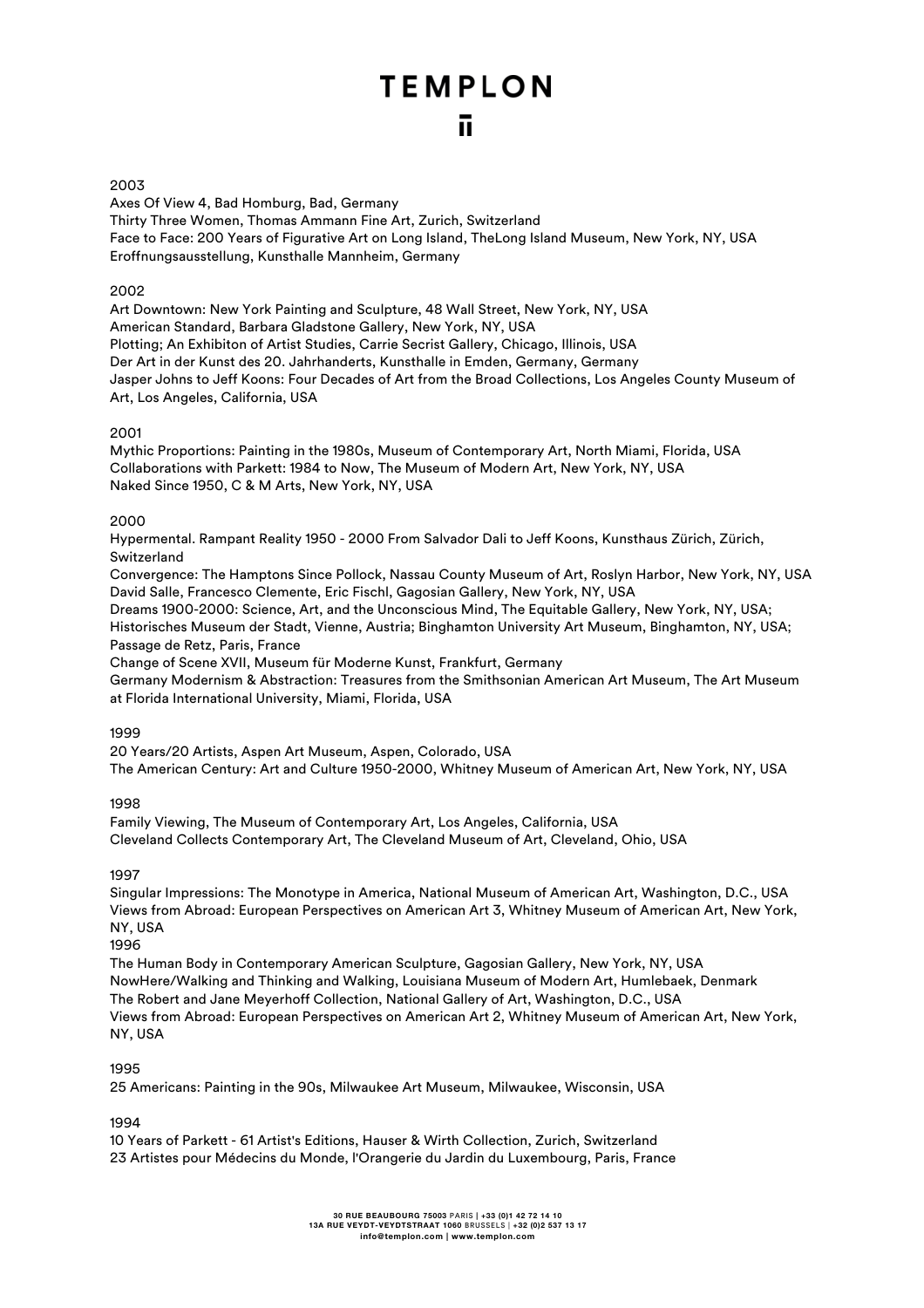2003

Axes Of View 4, Bad Homburg, Bad, Germany
Thirty Three Women, Thomas Ammann Fine Art, Zurich, Switzerland
Face to Face: 200 Years of Figurative Art on Long Island, TheLong Island Museum, New York, NY, USA
Eroffnungsausstellung, Kunsthalle Mannheim, Germany

2002

Art Downtown: New York Painting and Sculpture, 48 Wall Street, New York, NY, USA
American Standard, Barbara Gladstone Gallery, New York, NY, USA
Plotting; An Exhibiton of Artist Studies, Carrie Secrist Gallery, Chicago, Illinois, USA
Der Art in der Kunst des 20. Jahrhanderts, Kunsthalle in Emden, Germany, Germany
Jasper Johns to Jeff Koons: Four Decades of Art from the Broad Collections, Los Angeles County Museum of Art, Los Angeles, California, USA

2001

Mythic Proportions: Painting in the 1980s, Museum of Contemporary Art, North Miami, Florida, USA
Collaborations with Parkett: 1984 to Now, The Museum of Modern Art, New York, NY, USA
Naked Since 1950, C & M Arts, New York, NY, USA

2000

Hypermental. Rampant Reality 1950 - 2000 From Salvador Dali to Jeff Koons, Kunsthaus Zürich, Zürich, Switzerland
Convergence: The Hamptons Since Pollock, Nassau County Museum of Art, Roslyn Harbor, New York, NY, USA
David Salle, Francesco Clemente, Eric Fischl, Gagosian Gallery, New York, NY, USA
Dreams 1900-2000: Science, Art, and the Unconscious Mind, The Equitable Gallery, New York, NY, USA; Historisches Museum der Stadt, Vienne, Austria; Binghamton University Art Museum, Binghamton, NY, USA; Passage de Retz, Paris, France
Change of Scene XVII, Museum für Moderne Kunst, Frankfurt, Germany
Germany Modernism & Abstraction: Treasures from the Smithsonian American Art Museum, The Art Museum at Florida International University, Miami, Florida, USA

1999

20 Years/20 Artists, Aspen Art Museum, Aspen, Colorado, USA
The American Century: Art and Culture 1950-2000, Whitney Museum of American Art, New York, NY, USA

1998

Family Viewing, The Museum of Contemporary Art, Los Angeles, California, USA
Cleveland Collects Contemporary Art, The Cleveland Museum of Art, Cleveland, Ohio, USA

1997

Singular Impressions: The Monotype in America, National Museum of American Art, Washington, D.C., USA
Views from Abroad: European Perspectives on American Art 3, Whitney Museum of American Art, New York, NY, USA

1996

The Human Body in Contemporary American Sculpture, Gagosian Gallery, New York, NY, USA
NowHere/Walking and Thinking and Walking, Louisiana Museum of Modern Art, Humlebaek, Denmark
The Robert and Jane Meyerhoff Collection, National Gallery of Art, Washington, D.C., USA
Views from Abroad: European Perspectives on American Art 2, Whitney Museum of American Art, New York, NY, USA

1995

25 Americans: Painting in the 90s, Milwaukee Art Museum, Milwaukee, Wisconsin, USA

1994

10 Years of Parkett - 61 Artist's Editions, Hauser & Wirth Collection, Zurich, Switzerland
23 Artistes pour Médecins du Monde, l'Orangerie du Jardin du Luxembourg, Paris, France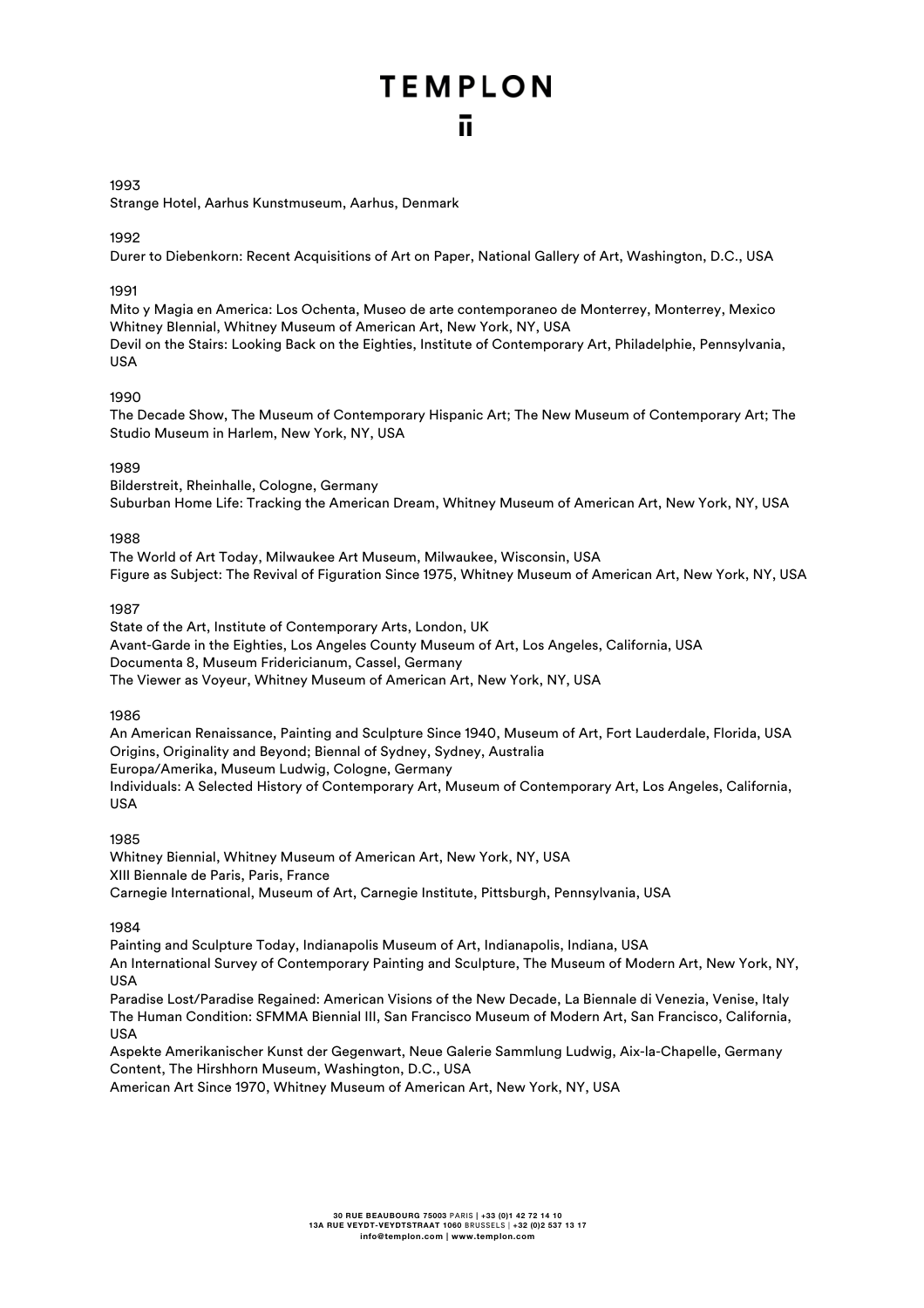1993

Strange Hotel, Aarhus Kunstmuseum, Aarhus, Denmark

1992

Durer to Diebenkorn: Recent Acquisitions of Art on Paper, National Gallery of Art, Washington, D.C., USA

1991

Mito y Magia en America: Los Ochenta, Museo de arte contemporaneo de Monterrey, Monterrey, Mexico
Whitney BIennial, Whitney Museum of American Art, New York, NY, USA
Devil on the Stairs: Looking Back on the Eighties, Institute of Contemporary Art, Philadelphie, Pennsylvania, USA

1990

The Decade Show, The Museum of Contemporary Hispanic Art; The New Museum of Contemporary Art; The Studio Museum in Harlem, New York, NY, USA

1989

Bilderstreit, Rheinhalle, Cologne, Germany
Suburban Home Life: Tracking the American Dream, Whitney Museum of American Art, New York, NY, USA

1988

The World of Art Today, Milwaukee Art Museum, Milwaukee, Wisconsin, USA
Figure as Subject: The Revival of Figuration Since 1975, Whitney Museum of American Art, New York, NY, USA

1987

State of the Art, Institute of Contemporary Arts, London, UK
Avant-Garde in the Eighties, Los Angeles County Museum of Art, Los Angeles, California, USA
Documenta 8, Museum Fridericianum, Cassel, Germany
The Viewer as Voyeur, Whitney Museum of American Art, New York, NY, USA

1986

An American Renaissance, Painting and Sculpture Since 1940, Museum of Art, Fort Lauderdale, Florida, USA
Origins, Originality and Beyond; Biennal of Sydney, Sydney, Australia
Europa/Amerika, Museum Ludwig, Cologne, Germany
Individuals: A Selected History of Contemporary Art, Museum of Contemporary Art, Los Angeles, California, USA

1985

Whitney Biennial, Whitney Museum of American Art, New York, NY, USA
XIII Biennale de Paris, Paris, France
Carnegie International, Museum of Art, Carnegie Institute, Pittsburgh, Pennsylvania, USA

1984

Painting and Sculpture Today, Indianapolis Museum of Art, Indianapolis, Indiana, USA
An International Survey of Contemporary Painting and Sculpture, The Museum of Modern Art, New York, NY, USA
Paradise Lost/Paradise Regained: American Visions of the New Decade, La Biennale di Venezia, Venise, Italy
The Human Condition: SFMMA Biennial III, San Francisco Museum of Modern Art, San Francisco, California, USA
Aspekte Amerikanischer Kunst der Gegenwart, Neue Galerie Sammlung Ludwig, Aix-la-Chapelle, Germany
Content, The Hirshhorn Museum, Washington, D.C., USA
American Art Since 1970, Whitney Museum of American Art, New York, NY, USA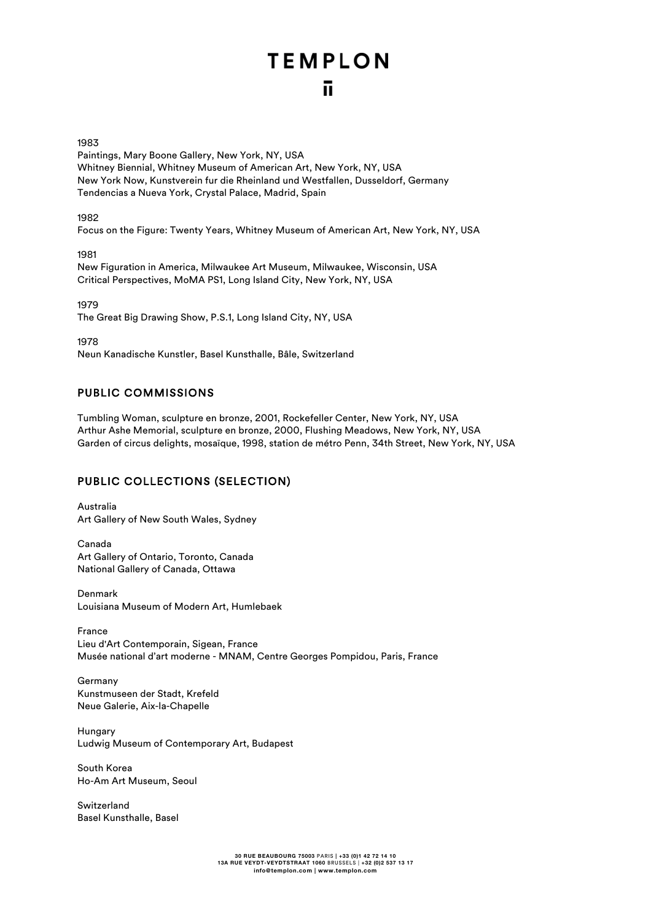1983

Paintings, Mary Boone Gallery, New York, NY, USA
Whitney Biennial, Whitney Museum of American Art, New York, NY, USA
New York Now, Kunstverein fur die Rheinland und Westfallen, Dusseldorf, Germany
Tendencias a Nueva York, Crystal Palace, Madrid, Spain

1982

Focus on the Figure: Twenty Years, Whitney Museum of American Art, New York, NY, USA

1981

New Figuration in America, Milwaukee Art Museum, Milwaukee, Wisconsin, USA
Critical Perspectives, MoMA PS1, Long Island City, New York, NY, USA

1979

The Great Big Drawing Show, P.S.1, Long Island City, NY, USA

1978

Neun Kanadische Kunstler, Basel Kunsthalle, Bâle, Switzerland

## PUBLIC COMMISSIONS

Tumbling Woman, sculpture en bronze, 2001, Rockefeller Center, New York, NY, USA
Arthur Ashe Memorial, sculpture en bronze, 2000, Flushing Meadows, New York, NY, USA
Garden of circus delights, mosaïque, 1998, station de métro Penn, 34th Street, New York, NY, USA

## PUBLIC COLLECTIONS (SELECTION)

Australia
Art Gallery of New South Wales, Sydney

Canada
Art Gallery of Ontario, Toronto, Canada
National Gallery of Canada, Ottawa

Denmark
Louisiana Museum of Modern Art, Humlebaek

France
Lieu d'Art Contemporain, Sigean, France
Musée national d'art moderne - MNAM, Centre Georges Pompidou, Paris, France

Germany
Kunstmuseen der Stadt, Krefeld
Neue Galerie, Aix-la-Chapelle

Hungary
Ludwig Museum of Contemporary Art, Budapest

South Korea
Ho-Am Art Museum, Seoul

Switzerland
Basel Kunsthalle, Basel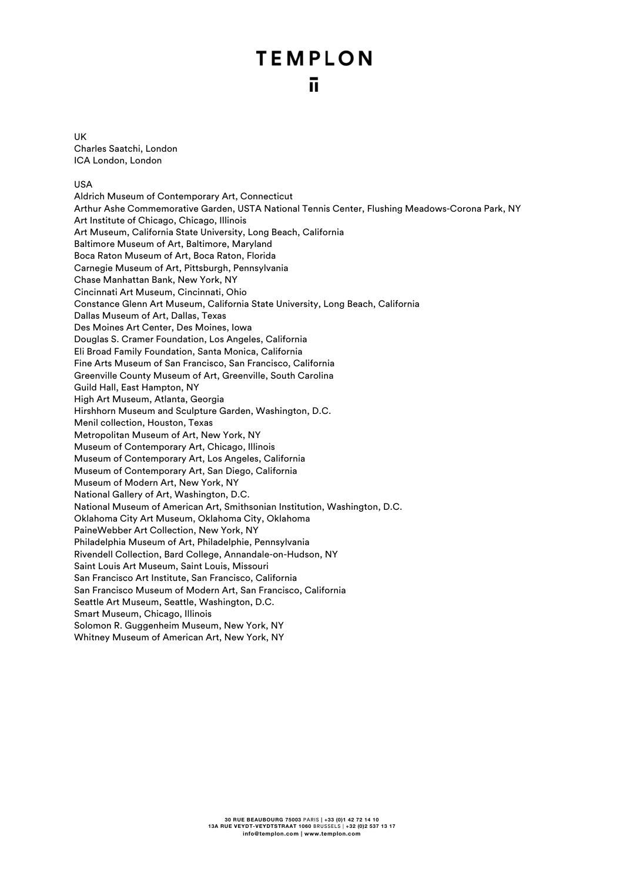UK

Charles Saatchi, London
ICA London, London

USA

Aldrich Museum of Contemporary Art, Connecticut
Arthur Ashe Commemorative Garden, USTA National Tennis Center, Flushing Meadows-Corona Park, NY
Art Institute of Chicago, Chicago, Illinois
Art Museum, California State University, Long Beach, California
Baltimore Museum of Art, Baltimore, Maryland
Boca Raton Museum of Art, Boca Raton, Florida
Carnegie Museum of Art, Pittsburgh, Pennsylvania
Chase Manhattan Bank, New York, NY
Cincinnati Art Museum, Cincinnati, Ohio
Constance Glenn Art Museum, California State University, Long Beach, California
Dallas Museum of Art, Dallas, Texas
Des Moines Art Center, Des Moines, Iowa
Douglas S. Cramer Foundation, Los Angeles, California
Eli Broad Family Foundation, Santa Monica, California
Fine Arts Museum of San Francisco, San Francisco, California
Greenville County Museum of Art, Greenville, South Carolina
Guild Hall, East Hampton, NY
High Art Museum, Atlanta, Georgia
Hirshhorn Museum and Sculpture Garden, Washington, D.C.
Menil collection, Houston, Texas
Metropolitan Museum of Art, New York, NY
Museum of Contemporary Art, Chicago, Illinois
Museum of Contemporary Art, Los Angeles, California
Museum of Contemporary Art, San Diego, California
Museum of Modern Art, New York, NY
National Gallery of Art, Washington, D.C.
National Museum of American Art, Smithsonian Institution, Washington, D.C.
Oklahoma City Art Museum, Oklahoma City, Oklahoma
PaineWebber Art Collection, New York, NY
Philadelphia Museum of Art, Philadelphie, Pennsylvania
Rivendell Collection, Bard College, Annandale-on-Hudson, NY
Saint Louis Art Museum, Saint Louis, Missouri
San Francisco Art Institute, San Francisco, California
San Francisco Museum of Modern Art, San Francisco, California
Seattle Art Museum, Seattle, Washington, D.C.
Smart Museum, Chicago, Illinois
Solomon R. Guggenheim Museum, New York, NY
Whitney Museum of American Art, New York, NY